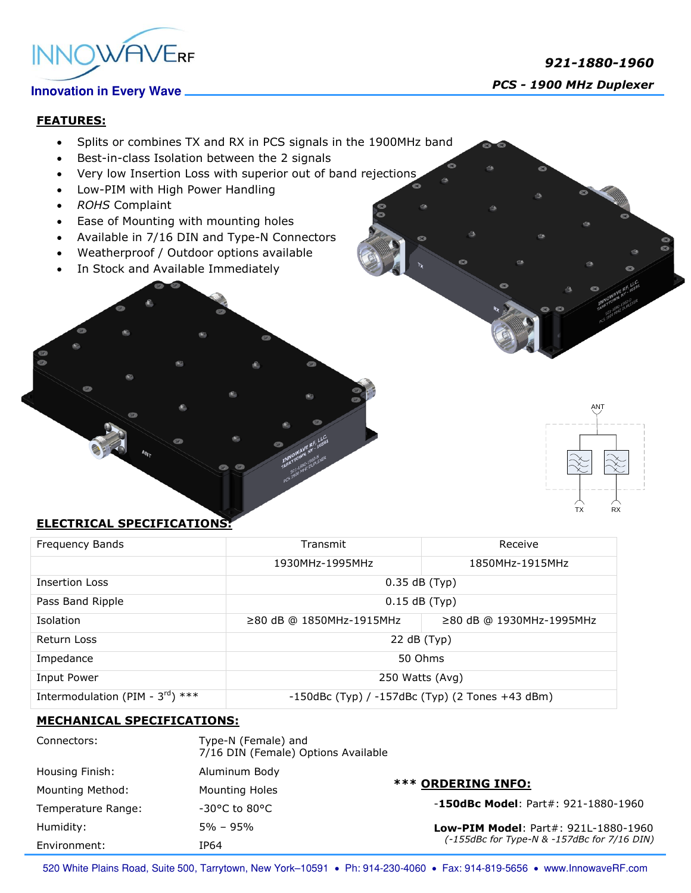**921-1880-1960**

**PCS - 1900 MHz Duplexer**

Innovation in Every Wave

## FEATURES:

- Splits or combines TX and RX in PCS signals in the 1900MHz band
- Best-in-class Isolation between the 2 signals
- Very low Insertion Loss with superior out of band rejections
- Low-PIM with High Power Handling
- *ROHS* Complaint
- Ease of Mounting with mounting holes
- Available in 7/16 DIN and Type-N Connectors
- Weatherproof / Outdoor options available
- In Stock and Available Immediately

## ELECTRICAL SPECIFICATIONS:

| Frequency Bands | Transmit | Receive |
|---|---|---|
| | 1930MHz-1995MHz | 1850MHz-1915MHz |
| Insertion Loss | 0.35 dB (Typ) | |
| Pass Band Ripple | 0.15 dB (Typ) | |
| Isolation | ≥80 dB @ 1850MHz-1915MHz | ≥80 dB @ 1930MHz-1995MHz |
| Return Loss | 22 dB (Typ) | |
| Impedance | 50 Ohms | |
| Input Power | 250 Watts (Avg) | |
| Intermodulation (PIM - 3rd) *** | -150dBc (Typ) / -157dBc (Typ) (2 Tones +43 dBm) | |

## MECHANICAL SPECIFICATIONS:

| | |
|---|---|
| Connectors: | Type-N (Female) and 7/16 DIN (Female) Options Available |
| Housing Finish: | Aluminum Body |
| Mounting Method: | Mounting Holes |
| Temperature Range: | -30°C to 80°C |
| Humidity: | 5% – 95% |
| Environment: | IP64 |

### *** ORDERING INFO:

-**150dBc Model**: Part#: 921-1880-1960

**Low-PIM Model**: Part#: 921L-1880-1960
*(-155dBc for Type-N & -157dBc for 7/16 DIN)*

520 White Plains Road, Suite 500, Tarrytown, New York–10591 • Ph: 914-230-4060 • Fax: 914-819-5656 • www.InnowaveRF.com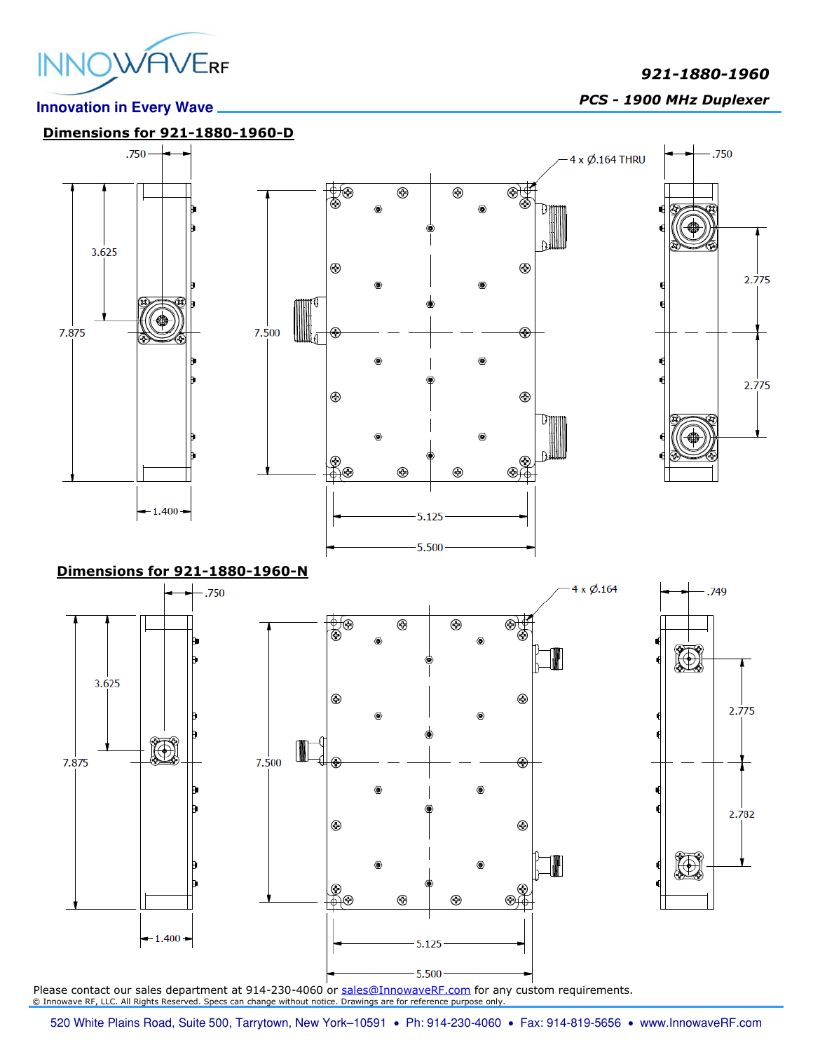## Dimensions for 921-1880-1960-D

.750

4 x Ø.164 THRU

.750

3.625

7.875

7.500

2.775

2.775

1.400

5.125

5.500

## Dimensions for 921-1880-1960-N

.750

4 x Ø.164

.749

3.625

2.775

7.875

7.500

2.782

1.400

5.125

5.500

Please contact our sales department at 914-230-4060 or sales@InnowaveRF.com for any custom requirements.

© Innowave RF, LLC. All Rights Reserved. Specs can change without notice. Drawings are for reference purpose only.